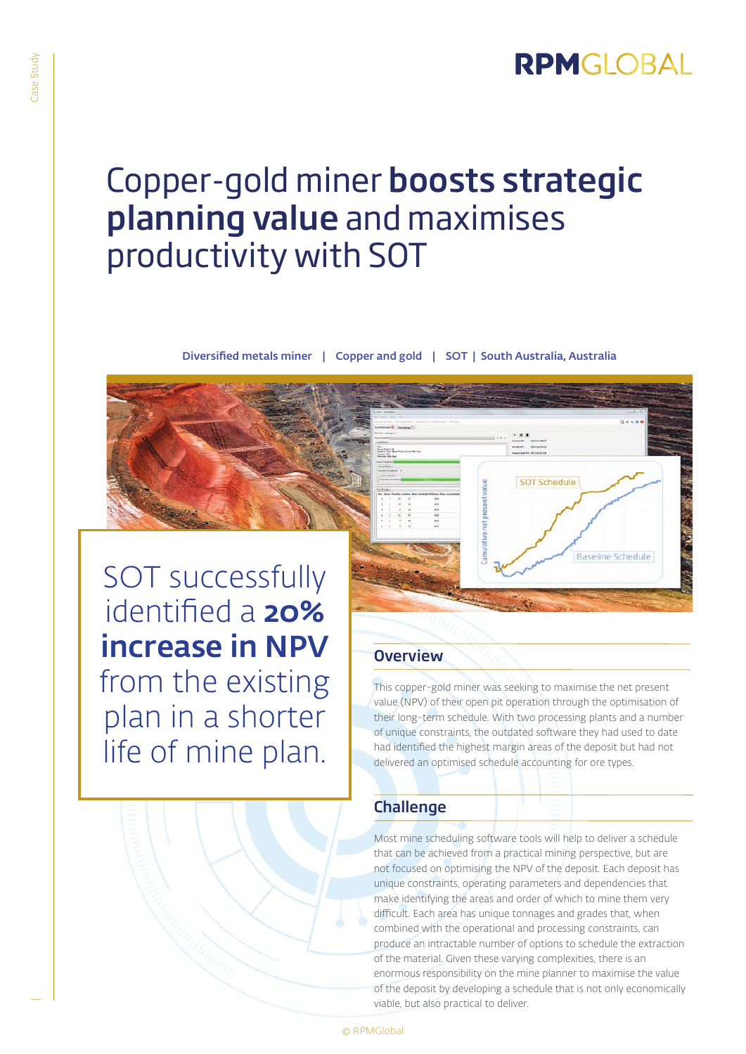# Copper-gold miner **boosts strategic planning value** and maximises productivity with SOT

**Diversified metals miner | Copper and gold | SOT | South Australia, Australia**

SOT successfully identified a **20% increase in NPV** from the existing plan in a shorter life of mine plan.

## Overview

This copper-gold miner was seeking to maximise the net present value (NPV) of their open pit operation through the optimisation of their long-term schedule. With two processing plants and a number of unique constraints, the outdated software they had used to date had identified the highest margin areas of the deposit but had not delivered an optimised schedule accounting for ore types.

## Challenge

Most mine scheduling software tools will help to deliver a schedule that can be achieved from a practical mining perspective, but are not focused on optimising the NPV of the deposit. Each deposit has unique constraints, operating parameters and dependencies that make identifying the areas and order of which to mine them very difficult. Each area has unique tonnages and grades that, when combined with the operational and processing constraints, can produce an intractable number of options to schedule the extraction of the material. Given these varying complexities, there is an enormous responsibility on the mine planner to maximise the value of the deposit by developing a schedule that is not only economically viable, but also practical to deliver.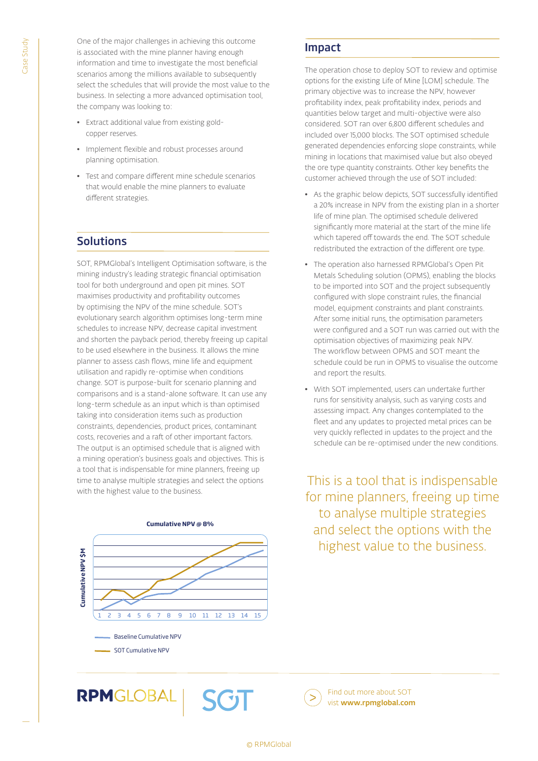One of the major challenges in achieving this outcome is associated with the mine planner having enough information and time to investigate the most beneficial scenarios among the millions available to subsequently select the schedules that will provide the most value to the business. In selecting a more advanced optimisation tool, the company was looking to:

- Extract additional value from existing gold-copper reserves.
- Implement flexible and robust processes around planning optimisation.
- Test and compare different mine schedule scenarios that would enable the mine planners to evaluate different strategies.

## Solutions

SOT, RPMGlobal's Intelligent Optimisation software, is the mining industry's leading strategic financial optimisation tool for both underground and open pit mines. SOT maximises productivity and profitability outcomes by optimising the NPV of the mine schedule. SOT's evolutionary search algorithm optimises long-term mine schedules to increase NPV, decrease capital investment and shorten the payback period, thereby freeing up capital to be used elsewhere in the business. It allows the mine planner to assess cash flows, mine life and equipment utilisation and rapidly re-optimise when conditions change. SOT is purpose-built for scenario planning and comparisons and is a stand-alone software. It can use any long-term schedule as an input which is than optimised taking into consideration items such as production constraints, dependencies, product prices, contaminant costs, recoveries and a raft of other important factors. The output is an optimised schedule that is aligned with a mining operation's business goals and objectives. This is a tool that is indispensable for mine planners, freeing up time to analyse multiple strategies and select the options with the highest value to the business.

Cumulative NPV @ 8%

Cumulative NPV $M

1 2 3 4 5 6 7 8 9 10 11 12 13 14 15

Baseline Cumulative NPV

SOT Cumulative NPV

## Impact

The operation chose to deploy SOT to review and optimise options for the existing Life of Mine [LOM] schedule. The primary objective was to increase the NPV, however profitability index, peak profitability index, periods and quantities below target and multi-objective were also considered. SOT ran over 6,800 different schedules and included over 15,000 blocks. The SOT optimised schedule generated dependencies enforcing slope constraints, while mining in locations that maximised value but also obeyed the ore type quantity constraints. Other key benefits the customer achieved through the use of SOT included:

- As the graphic below depicts, SOT successfully identified a 20% increase in NPV from the existing plan in a shorter life of mine plan. The optimised schedule delivered significantly more material at the start of the mine life which tapered off towards the end. The SOT schedule redistributed the extraction of the different ore type.
- The operation also harnessed RPMGlobal's Open Pit Metals Scheduling solution (OPMS), enabling the blocks to be imported into SOT and the project subsequently configured with slope constraint rules, the financial model, equipment constraints and plant constraints. After some initial runs, the optimisation parameters were configured and a SOT run was carried out with the optimisation objectives of maximizing peak NPV. The workflow between OPMS and SOT meant the schedule could be run in OPMS to visualise the outcome and report the results.
- With SOT implemented, users can undertake further runs for sensitivity analysis, such as varying costs and assessing impact. Any changes contemplated to the fleet and any updates to projected metal prices can be very quickly reflected in updates to the project and the schedule can be re-optimised under the new conditions.

This is a tool that is indispensable for mine planners, freeing up time to analyse multiple strategies and select the options with the highest value to the business.

RPMGLOBAL | SOT

Find out more about SOT
visit **www.rpmglobal.com**

© RPMGlobal